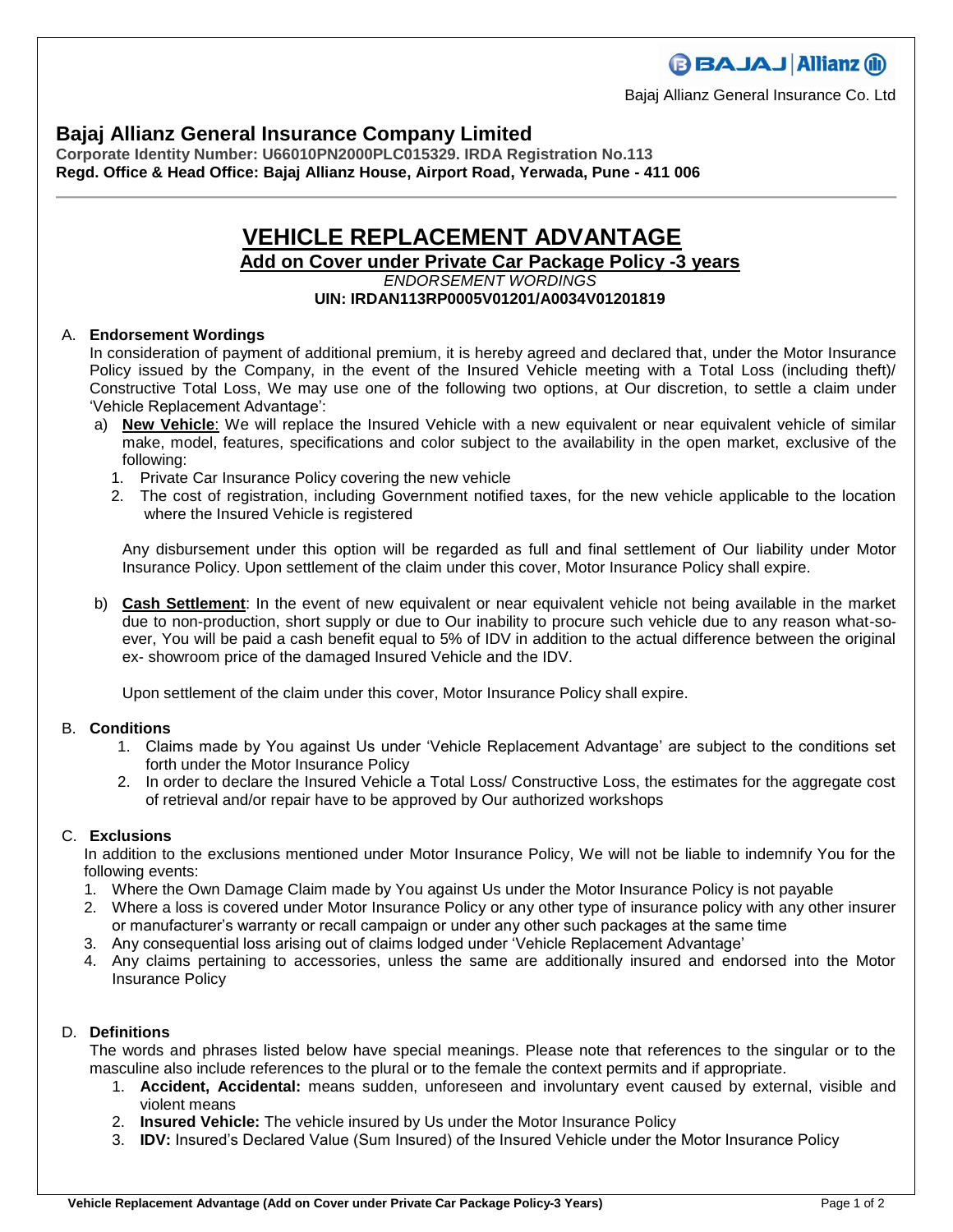Bajaj Allianz General Insurance Co. Ltd

# Bajaj Allianz General Insurance Company Limited

**Corporate Identity Number: U66010PN2000PLC015329. IRDA Registration No.113**
**Regd. Office & Head Office: Bajaj Allianz House, Airport Road, Yerwada, Pune - 411 006**

---

# VEHICLE REPLACEMENT ADVANTAGE

## Add on Cover under Private Car Package Policy -3 years

*ENDORSEMENT WORDINGS*

**UIN: IRDAN113RP0005V01201/A0034V01201819**

A. **Endorsement Wordings**

In consideration of payment of additional premium, it is hereby agreed and declared that, under the Motor Insurance Policy issued by the Company, in the event of the Insured Vehicle meeting with a Total Loss (including theft)/ Constructive Total Loss, We may use one of the following two options, at Our discretion, to settle a claim under 'Vehicle Replacement Advantage':

a) **New Vehicle**: We will replace the Insured Vehicle with a new equivalent or near equivalent vehicle of similar make, model, features, specifications and color subject to the availability in the open market, exclusive of the following:
   1. Private Car Insurance Policy covering the new vehicle
   2. The cost of registration, including Government notified taxes, for the new vehicle applicable to the location where the Insured Vehicle is registered

   Any disbursement under this option will be regarded as full and final settlement of Our liability under Motor Insurance Policy. Upon settlement of the claim under this cover, Motor Insurance Policy shall expire.

b) **Cash Settlement**: In the event of new equivalent or near equivalent vehicle not being available in the market due to non-production, short supply or due to Our inability to procure such vehicle due to any reason what-so-ever, You will be paid a cash benefit equal to 5% of IDV in addition to the actual difference between the original ex- showroom price of the damaged Insured Vehicle and the IDV.

   Upon settlement of the claim under this cover, Motor Insurance Policy shall expire.

B. **Conditions**

1. Claims made by You against Us under 'Vehicle Replacement Advantage' are subject to the conditions set forth under the Motor Insurance Policy
2. In order to declare the Insured Vehicle a Total Loss/ Constructive Loss, the estimates for the aggregate cost of retrieval and/or repair have to be approved by Our authorized workshops

C. **Exclusions**

In addition to the exclusions mentioned under Motor Insurance Policy, We will not be liable to indemnify You for the following events:

1. Where the Own Damage Claim made by You against Us under the Motor Insurance Policy is not payable
2. Where a loss is covered under Motor Insurance Policy or any other type of insurance policy with any other insurer or manufacturer's warranty or recall campaign or under any other such packages at the same time
3. Any consequential loss arising out of claims lodged under 'Vehicle Replacement Advantage'
4. Any claims pertaining to accessories, unless the same are additionally insured and endorsed into the Motor Insurance Policy

D. **Definitions**

The words and phrases listed below have special meanings. Please note that references to the singular or to the masculine also include references to the plural or to the female the context permits and if appropriate.

1. **Accident, Accidental:** means sudden, unforeseen and involuntary event caused by external, visible and violent means
2. **Insured Vehicle:** The vehicle insured by Us under the Motor Insurance Policy
3. **IDV:** Insured's Declared Value (Sum Insured) of the Insured Vehicle under the Motor Insurance Policy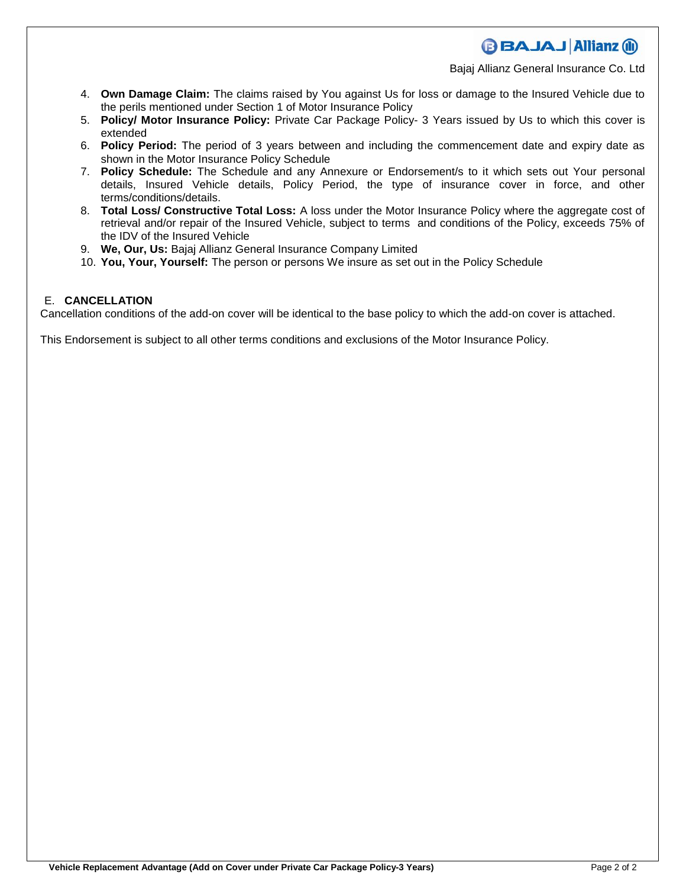4. **Own Damage Claim:** The claims raised by You against Us for loss or damage to the Insured Vehicle due to the perils mentioned under Section 1 of Motor Insurance Policy
5. **Policy/ Motor Insurance Policy:** Private Car Package Policy- 3 Years issued by Us to which this cover is extended
6. **Policy Period:** The period of 3 years between and including the commencement date and expiry date as shown in the Motor Insurance Policy Schedule
7. **Policy Schedule:** The Schedule and any Annexure or Endorsement/s to it which sets out Your personal details, Insured Vehicle details, Policy Period, the type of insurance cover in force, and other terms/conditions/details.
8. **Total Loss/ Constructive Total Loss:** A loss under the Motor Insurance Policy where the aggregate cost of retrieval and/or repair of the Insured Vehicle, subject to terms and conditions of the Policy, exceeds 75% of the IDV of the Insured Vehicle
9. **We, Our, Us:** Bajaj Allianz General Insurance Company Limited
10. **You, Your, Yourself:** The person or persons We insure as set out in the Policy Schedule

## E. CANCELLATION

Cancellation conditions of the add-on cover will be identical to the base policy to which the add-on cover is attached.

This Endorsement is subject to all other terms conditions and exclusions of the Motor Insurance Policy.